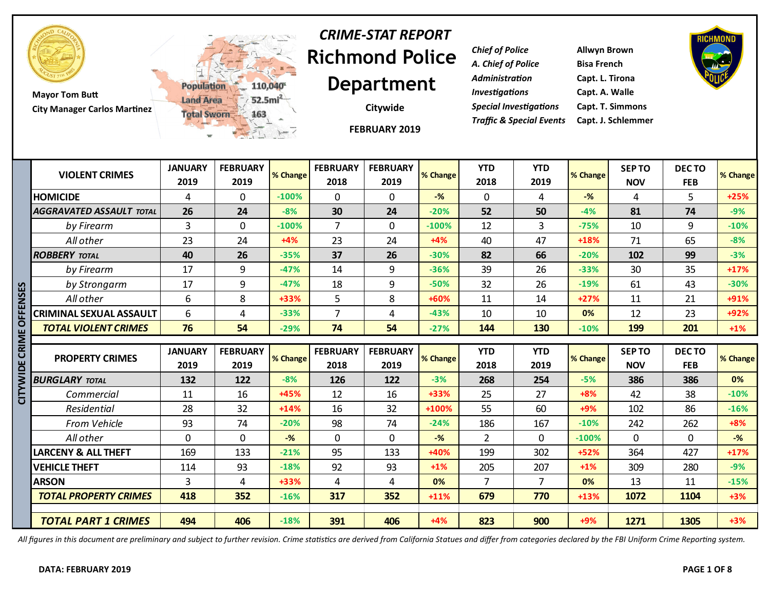Mayor Tom Butt
City Manager Carlos Martinez

Population 110,040
Land Area 52.5mi²
Total Sworn 163

# CRIME-STAT REPORT
# Richmond Police Department

Citywide

FEBRUARY 2019

| | |
|---|---|
| *Chief of Police* | Allwyn Brown |
| *A. Chief of Police* | Bisa French |
| *Administration* | Capt. L. Tirona |
| *Investigations* | Capt. A. Walle |
| *Special Investigations* | Capt. T. Simmons |
| *Traffic & Special Events* | Capt. J. Schlemmer |

## CITYWIDE CRIME OFFENSES

| VIOLENT CRIMES | JANUARY 2019 | FEBRUARY 2019 | % Change | FEBRUARY 2018 | FEBRUARY 2019 | % Change | YTD 2018 | YTD 2019 | % Change | SEP TO NOV | DEC TO FEB | % Change |
|---|---|---|---|---|---|---|---|---|---|---|---|---|
| HOMICIDE | 4 | 0 | -100% | 0 | 0 | -% | 0 | 4 | -% | 4 | 5 | +25% |
| ***AGGRAVATED ASSAULT TOTAL*** | **26** | **24** | -8% | **30** | **24** | -20% | **52** | **50** | -4% | **81** | **74** | -9% |
| *by Firearm* | 3 | 0 | -100% | 7 | 0 | -100% | 12 | 3 | -75% | 10 | 9 | -10% |
| *All other* | 23 | 24 | +4% | 23 | 24 | +4% | 40 | 47 | +18% | 71 | 65 | -8% |
| ***ROBBERY TOTAL*** | **40** | **26** | -35% | **37** | **26** | -30% | **82** | **66** | -20% | **102** | **99** | -3% |
| *by Firearm* | 17 | 9 | -47% | 14 | 9 | -36% | 39 | 26 | -33% | 30 | 35 | +17% |
| *by Strongarm* | 17 | 9 | -47% | 18 | 9 | -50% | 32 | 26 | -19% | 61 | 43 | -30% |
| *All other* | 6 | 8 | +33% | 5 | 8 | +60% | 11 | 14 | +27% | 11 | 21 | +91% |
| CRIMINAL SEXUAL ASSAULT | 6 | 4 | -33% | 7 | 4 | -43% | 10 | 10 | 0% | 12 | 23 | +92% |
| ***TOTAL VIOLENT CRIMES*** | **76** | **54** | -29% | **74** | **54** | -27% | **144** | **130** | -10% | **199** | **201** | +1% |

| PROPERTY CRIMES | JANUARY 2019 | FEBRUARY 2019 | % Change | FEBRUARY 2018 | FEBRUARY 2019 | % Change | YTD 2018 | YTD 2019 | % Change | SEP TO NOV | DEC TO FEB | % Change |
|---|---|---|---|---|---|---|---|---|---|---|---|---|
| ***BURGLARY TOTAL*** | **132** | **122** | -8% | **126** | **122** | -3% | **268** | **254** | -5% | **386** | **386** | 0% |
| *Commercial* | 11 | 16 | +45% | 12 | 16 | +33% | 25 | 27 | +8% | 42 | 38 | -10% |
| *Residential* | 28 | 32 | +14% | 16 | 32 | +100% | 55 | 60 | +9% | 102 | 86 | -16% |
| *From Vehicle* | 93 | 74 | -20% | 98 | 74 | -24% | 186 | 167 | -10% | 242 | 262 | +8% |
| *All other* | 0 | 0 | -% | 0 | 0 | -% | 2 | 0 | -100% | 0 | 0 | -% |
| LARCENY & ALL THEFT | 169 | 133 | -21% | 95 | 133 | +40% | 199 | 302 | +52% | 364 | 427 | +17% |
| VEHICLE THEFT | 114 | 93 | -18% | 92 | 93 | +1% | 205 | 207 | +1% | 309 | 280 | -9% |
| ARSON | 3 | 4 | +33% | 4 | 4 | 0% | 7 | 7 | 0% | 13 | 11 | -15% |
| ***TOTAL PROPERTY CRIMES*** | **418** | **352** | -16% | **317** | **352** | +11% | **679** | **770** | +13% | **1072** | **1104** | +3% |
| ***TOTAL PART 1 CRIMES*** | **494** | **406** | -18% | **391** | **406** | +4% | **823** | **900** | +9% | **1271** | **1305** | +3% |

*All figures in this document are preliminary and subject to further revision. Crime statistics are derived from California Statues and differ from categories declared by the FBI Uniform Crime Reporting system.*

**DATA: FEBRUARY 2019**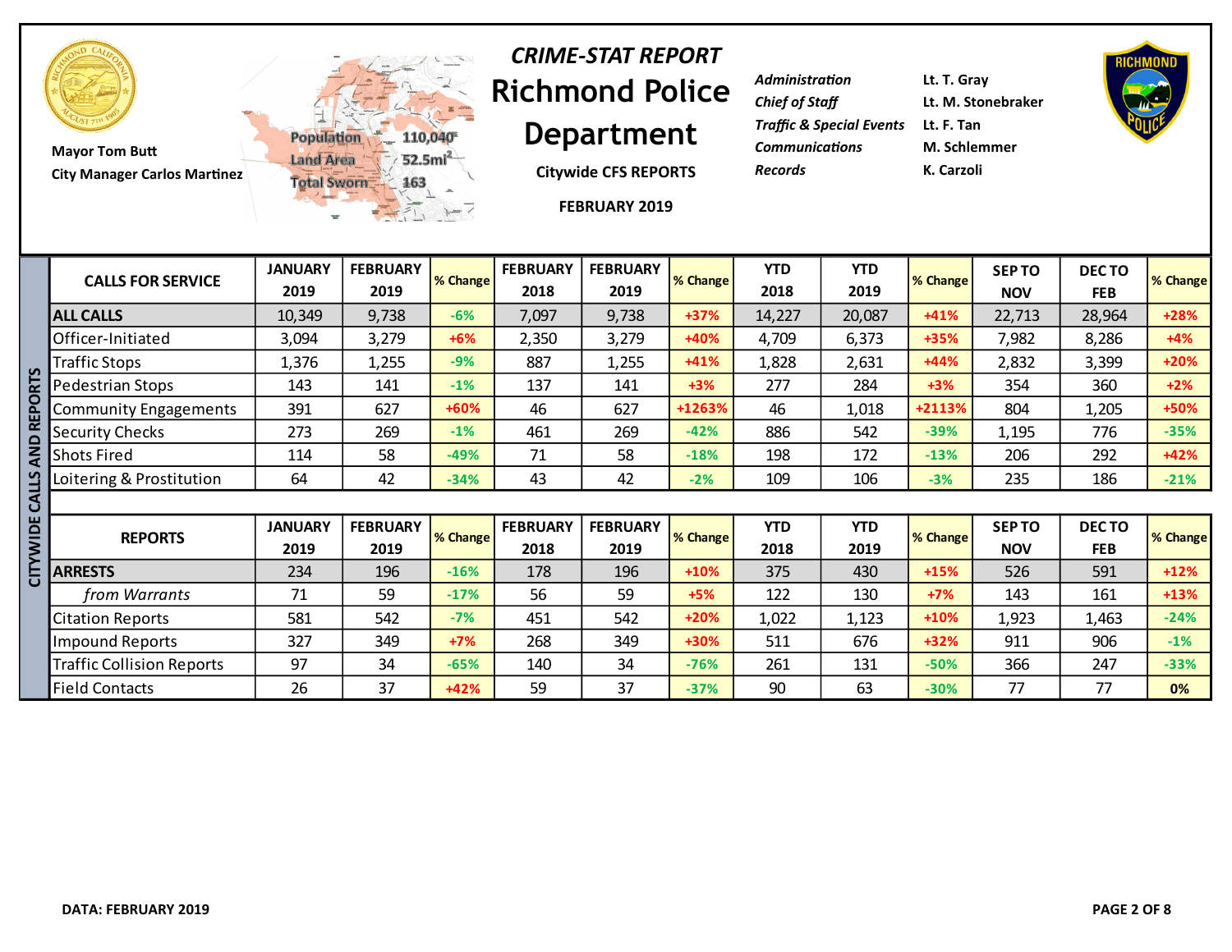# CRIME-STAT REPORT

# Richmond Police Department

Mayor Tom Butt
City Manager Carlos Martinez

Population 110,040
Land Area 52.5mi$^2$
Total Sworn 163

**Citywide CFS REPORTS**

**FEBRUARY 2019**

| | |
|---|---|
| *Administration* | Lt. T. Gray |
| *Chief of Staff* | Lt. M. Stonebraker |
| *Traffic & Special Events* | Lt. F. Tan |
| *Communications* | M. Schlemmer |
| *Records* | K. Carzoli |

## CITYWIDE CALLS AND REPORTS

| CALLS FOR SERVICE | JANUARY 2019 | FEBRUARY 2019 | % Change | FEBRUARY 2018 | FEBRUARY 2019 | % Change | YTD 2018 | YTD 2019 | % Change | SEP TO NOV | DEC TO FEB | % Change |
|---|---|---|---|---|---|---|---|---|---|---|---|---|
| **ALL CALLS** | 10,349 | 9,738 | -6% | 7,097 | 9,738 | +37% | 14,227 | 20,087 | +41% | 22,713 | 28,964 | +28% |
| Officer-Initiated | 3,094 | 3,279 | +6% | 2,350 | 3,279 | +40% | 4,709 | 6,373 | +35% | 7,982 | 8,286 | +4% |
| Traffic Stops | 1,376 | 1,255 | -9% | 887 | 1,255 | +41% | 1,828 | 2,631 | +44% | 2,832 | 3,399 | +20% |
| Pedestrian Stops | 143 | 141 | -1% | 137 | 141 | +3% | 277 | 284 | +3% | 354 | 360 | +2% |
| Community Engagements | 391 | 627 | +60% | 46 | 627 | +1263% | 46 | 1,018 | +2113% | 804 | 1,205 | +50% |
| Security Checks | 273 | 269 | -1% | 461 | 269 | -42% | 886 | 542 | -39% | 1,195 | 776 | -35% |
| Shots Fired | 114 | 58 | -49% | 71 | 58 | -18% | 198 | 172 | -13% | 206 | 292 | +42% |
| Loitering & Prostitution | 64 | 42 | -34% | 43 | 42 | -2% | 109 | 106 | -3% | 235 | 186 | -21% |

| REPORTS | JANUARY 2019 | FEBRUARY 2019 | % Change | FEBRUARY 2018 | FEBRUARY 2019 | % Change | YTD 2018 | YTD 2019 | % Change | SEP TO NOV | DEC TO FEB | % Change |
|---|---|---|---|---|---|---|---|---|---|---|---|---|
| **ARRESTS** | 234 | 196 | -16% | 178 | 196 | +10% | 375 | 430 | +15% | 526 | 591 | +12% |
| *from Warrants* | 71 | 59 | -17% | 56 | 59 | +5% | 122 | 130 | +7% | 143 | 161 | +13% |
| Citation Reports | 581 | 542 | -7% | 451 | 542 | +20% | 1,022 | 1,123 | +10% | 1,923 | 1,463 | -24% |
| Impound Reports | 327 | 349 | +7% | 268 | 349 | +30% | 511 | 676 | +32% | 911 | 906 | -1% |
| Traffic Collision Reports | 97 | 34 | -65% | 140 | 34 | -76% | 261 | 131 | -50% | 366 | 247 | -33% |
| Field Contacts | 26 | 37 | +42% | 59 | 37 | -37% | 90 | 63 | -30% | 77 | 77 | 0% |

**DATA: FEBRUARY 2019**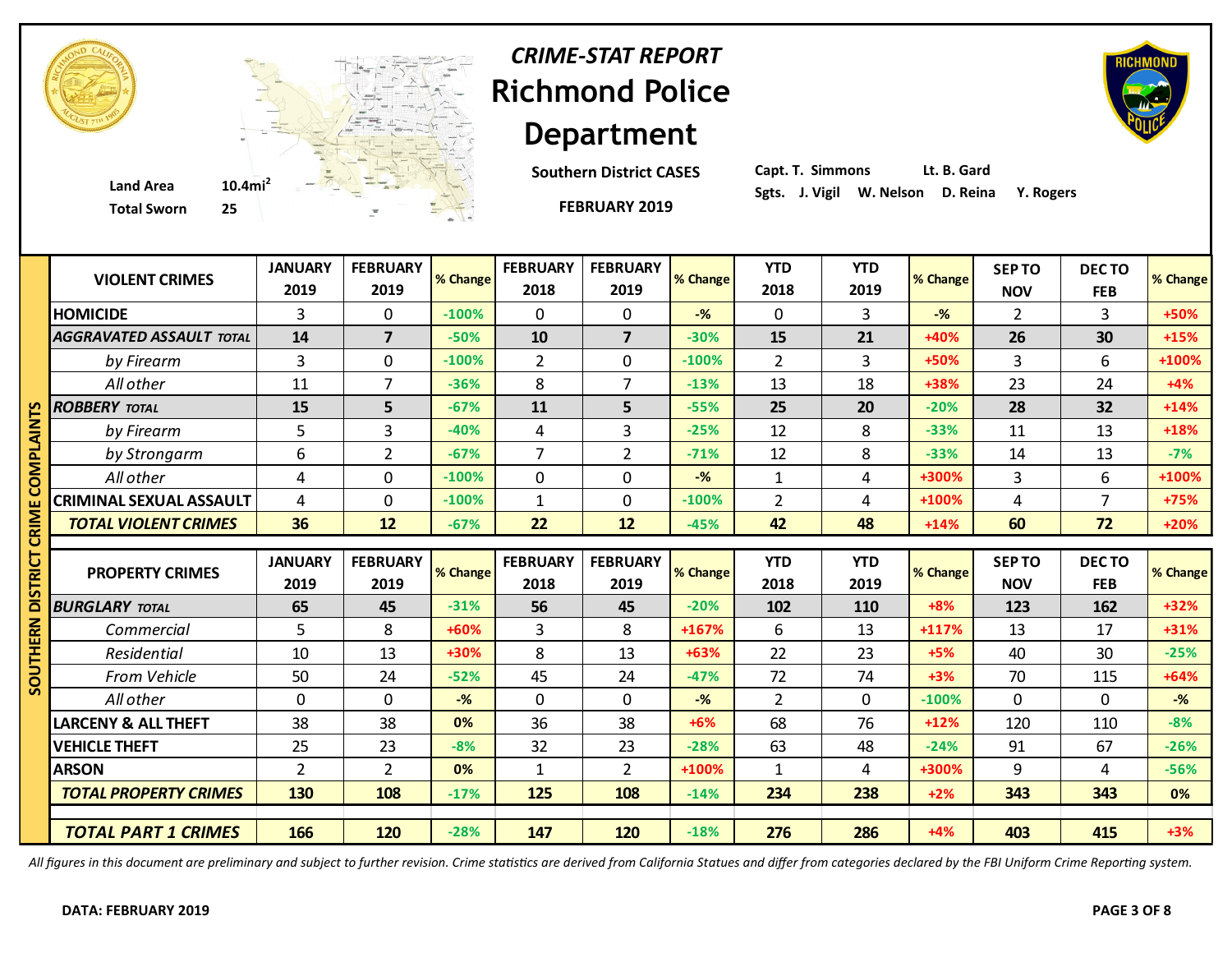# CRIME-STAT REPORT

# Richmond Police Department

Land Area 10.4mi$^2$

Total Sworn 25

**Southern District CASES**

**FEBRUARY 2019**

Capt. T. Simmons Lt. B. Gard

Sgts. J. Vigil W. Nelson D. Reina Y. Rogers

## SOUTHERN DISTRICT CRIME COMPLAINTS

| VIOLENT CRIMES | JANUARY 2019 | FEBRUARY 2019 | % Change | FEBRUARY 2018 | FEBRUARY 2019 | % Change | YTD 2018 | YTD 2019 | % Change | SEP TO NOV | DEC TO FEB | % Change |
|---|---|---|---|---|---|---|---|---|---|---|---|---|
| HOMICIDE | 3 | 0 | -100% | 0 | 0 | -% | 0 | 3 | -% | 2 | 3 | +50% |
| ***AGGRAVATED ASSAULT TOTAL*** | **14** | **7** | -50% | **10** | **7** | -30% | **15** | **21** | +40% | **26** | **30** | +15% |
| *by Firearm* | 3 | 0 | -100% | 2 | 0 | -100% | 2 | 3 | +50% | 3 | 6 | +100% |
| *All other* | 11 | 7 | -36% | 8 | 7 | -13% | 13 | 18 | +38% | 23 | 24 | +4% |
| ***ROBBERY TOTAL*** | **15** | **5** | -67% | **11** | **5** | -55% | **25** | **20** | -20% | **28** | **32** | +14% |
| *by Firearm* | 5 | 3 | -40% | 4 | 3 | -25% | 12 | 8 | -33% | 11 | 13 | +18% |
| *by Strongarm* | 6 | 2 | -67% | 7 | 2 | -71% | 12 | 8 | -33% | 14 | 13 | -7% |
| *All other* | 4 | 0 | -100% | 0 | 0 | -% | 1 | 4 | +300% | 3 | 6 | +100% |
| CRIMINAL SEXUAL ASSAULT | 4 | 0 | -100% | 1 | 0 | -100% | 2 | 4 | +100% | 4 | 7 | +75% |
| ***TOTAL VIOLENT CRIMES*** | **36** | **12** | -67% | **22** | **12** | -45% | **42** | **48** | +14% | **60** | **72** | +20% |

| PROPERTY CRIMES | JANUARY 2019 | FEBRUARY 2019 | % Change | FEBRUARY 2018 | FEBRUARY 2019 | % Change | YTD 2018 | YTD 2019 | % Change | SEP TO NOV | DEC TO FEB | % Change |
|---|---|---|---|---|---|---|---|---|---|---|---|---|
| ***BURGLARY TOTAL*** | **65** | **45** | -31% | **56** | **45** | -20% | **102** | **110** | +8% | **123** | **162** | +32% |
| *Commercial* | 5 | 8 | +60% | 3 | 8 | +167% | 6 | 13 | +117% | 13 | 17 | +31% |
| *Residential* | 10 | 13 | +30% | 8 | 13 | +63% | 22 | 23 | +5% | 40 | 30 | -25% |
| *From Vehicle* | 50 | 24 | -52% | 45 | 24 | -47% | 72 | 74 | +3% | 70 | 115 | +64% |
| *All other* | 0 | 0 | -% | 0 | 0 | -% | 2 | 0 | -100% | 0 | 0 | -% |
| LARCENY & ALL THEFT | 38 | 38 | 0% | 36 | 38 | +6% | 68 | 76 | +12% | 120 | 110 | -8% |
| VEHICLE THEFT | 25 | 23 | -8% | 32 | 23 | -28% | 63 | 48 | -24% | 91 | 67 | -26% |
| ARSON | 2 | 2 | 0% | 1 | 2 | +100% | 1 | 4 | +300% | 9 | 4 | -56% |
| ***TOTAL PROPERTY CRIMES*** | **130** | **108** | -17% | **125** | **108** | -14% | **234** | **238** | +2% | **343** | **343** | 0% |
| ***TOTAL PART 1 CRIMES*** | **166** | **120** | -28% | **147** | **120** | -18% | **276** | **286** | +4% | **403** | **415** | +3% |

*All figures in this document are preliminary and subject to further revision. Crime statistics are derived from California Statues and differ from categories declared by the FBI Uniform Crime Reporting system.*

**DATA: FEBRUARY 2019**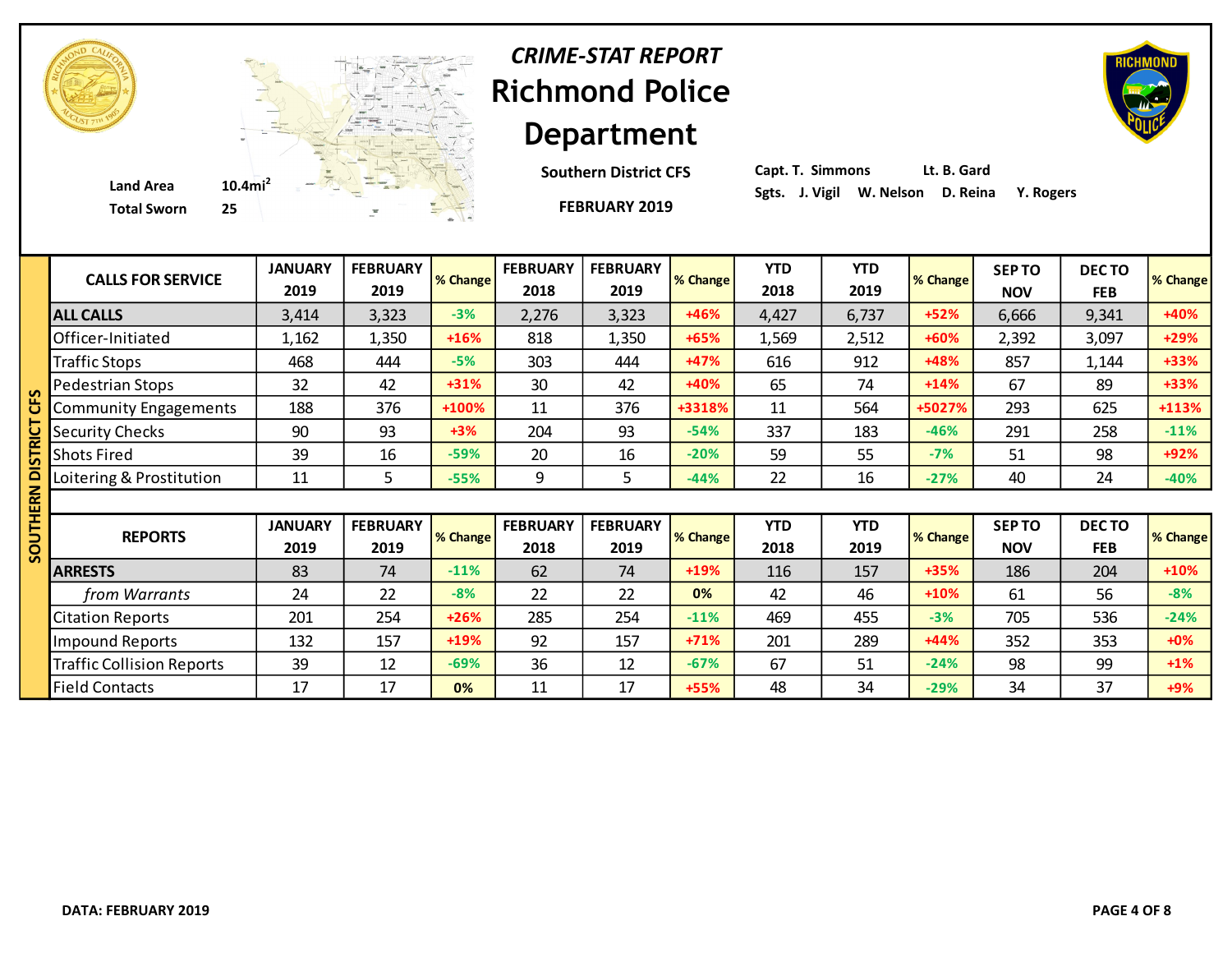# *CRIME-STAT REPORT*

# Richmond Police Department

**Southern District CFS**

**FEBRUARY 2019**

**Land Area** 10.4mi$^2$

**Total Sworn** 25

**Capt. T. Simmons** **Lt. B. Gard**

**Sgts. J. Vigil W. Nelson D. Reina Y. Rogers**

## SOUTHERN DISTRICT CFS

| CALLS FOR SERVICE | JANUARY 2019 | FEBRUARY 2019 | % Change | FEBRUARY 2018 | FEBRUARY 2019 | % Change | YTD 2018 | YTD 2019 | % Change | SEP TO NOV | DEC TO FEB | % Change |
|---|---|---|---|---|---|---|---|---|---|---|---|---|
| **ALL CALLS** | 3,414 | 3,323 | -3% | 2,276 | 3,323 | +46% | 4,427 | 6,737 | +52% | 6,666 | 9,341 | +40% |
| Officer-Initiated | 1,162 | 1,350 | +16% | 818 | 1,350 | +65% | 1,569 | 2,512 | +60% | 2,392 | 3,097 | +29% |
| Traffic Stops | 468 | 444 | -5% | 303 | 444 | +47% | 616 | 912 | +48% | 857 | 1,144 | +33% |
| Pedestrian Stops | 32 | 42 | +31% | 30 | 42 | +40% | 65 | 74 | +14% | 67 | 89 | +33% |
| Community Engagements | 188 | 376 | +100% | 11 | 376 | +3318% | 11 | 564 | +5027% | 293 | 625 | +113% |
| Security Checks | 90 | 93 | +3% | 204 | 93 | -54% | 337 | 183 | -46% | 291 | 258 | -11% |
| Shots Fired | 39 | 16 | -59% | 20 | 16 | -20% | 59 | 55 | -7% | 51 | 98 | +92% |
| Loitering & Prostitution | 11 | 5 | -55% | 9 | 5 | -44% | 22 | 16 | -27% | 40 | 24 | -40% |

| REPORTS | JANUARY 2019 | FEBRUARY 2019 | % Change | FEBRUARY 2018 | FEBRUARY 2019 | % Change | YTD 2018 | YTD 2019 | % Change | SEP TO NOV | DEC TO FEB | % Change |
|---|---|---|---|---|---|---|---|---|---|---|---|---|
| **ARRESTS** | 83 | 74 | -11% | 62 | 74 | +19% | 116 | 157 | +35% | 186 | 204 | +10% |
| *from Warrants* | 24 | 22 | -8% | 22 | 22 | 0% | 42 | 46 | +10% | 61 | 56 | -8% |
| Citation Reports | 201 | 254 | +26% | 285 | 254 | -11% | 469 | 455 | -3% | 705 | 536 | -24% |
| Impound Reports | 132 | 157 | +19% | 92 | 157 | +71% | 201 | 289 | +44% | 352 | 353 | +0% |
| Traffic Collision Reports | 39 | 12 | -69% | 36 | 12 | -67% | 67 | 51 | -24% | 98 | 99 | +1% |
| Field Contacts | 17 | 17 | 0% | 11 | 17 | +55% | 48 | 34 | -29% | 34 | 37 | +9% |

**DATA: FEBRUARY 2019**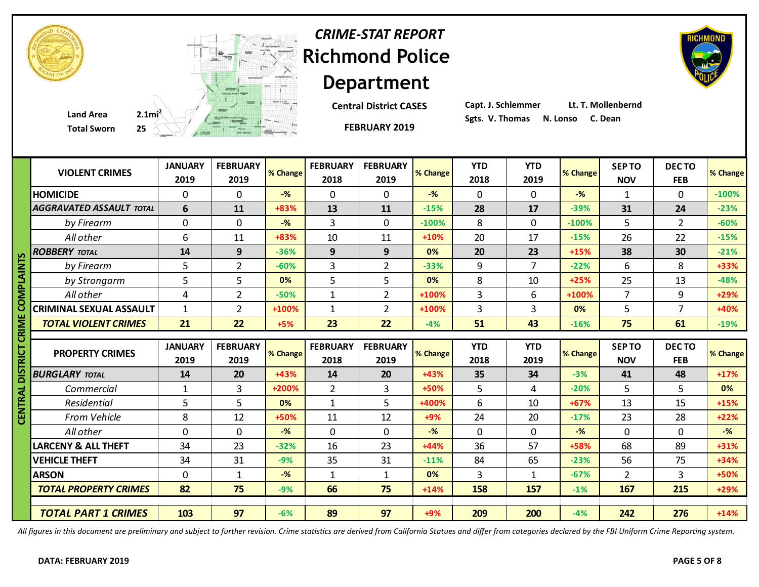*CRIME-STAT REPORT*

# Richmond Police Department

**Central District CASES**

**FEBRUARY 2019**

**Land Area** 2.1mi$^2$
**Total Sworn** 25

**Capt. J. Schlemmer** **Lt. T. Mollenbernd**
**Sgts. V. Thomas** **N. Lonso** **C. Dean**

## CENTRAL DISTRICT CRIME COMPLAINTS

| VIOLENT CRIMES | JANUARY 2019 | FEBRUARY 2019 | % Change | FEBRUARY 2018 | FEBRUARY 2019 | % Change | YTD 2018 | YTD 2019 | % Change | SEP TO NOV | DEC TO FEB | % Change |
|---|---|---|---|---|---|---|---|---|---|---|---|---|
| **HOMICIDE** | 0 | 0 | -% | 0 | 0 | -% | 0 | 0 | -% | 1 | 0 | -100% |
| ***AGGRAVATED ASSAULT TOTAL*** | **6** | **11** | **+83%** | **13** | **11** | **-15%** | **28** | **17** | **-39%** | **31** | **24** | **-23%** |
| *by Firearm* | 0 | 0 | -% | 3 | 0 | -100% | 8 | 0 | -100% | 5 | 2 | -60% |
| *All other* | 6 | 11 | +83% | 10 | 11 | +10% | 20 | 17 | -15% | 26 | 22 | -15% |
| ***ROBBERY TOTAL*** | **14** | **9** | **-36%** | **9** | **9** | **0%** | **20** | **23** | **+15%** | **38** | **30** | **-21%** |
| *by Firearm* | 5 | 2 | -60% | 3 | 2 | -33% | 9 | 7 | -22% | 6 | 8 | +33% |
| *by Strongarm* | 5 | 5 | 0% | 5 | 5 | 0% | 8 | 10 | +25% | 25 | 13 | -48% |
| *All other* | 4 | 2 | -50% | 1 | 2 | +100% | 3 | 6 | +100% | 7 | 9 | +29% |
| **CRIMINAL SEXUAL ASSAULT** | 1 | 2 | +100% | 1 | 2 | +100% | 3 | 3 | 0% | 5 | 7 | +40% |
| ***TOTAL VIOLENT CRIMES*** | **21** | **22** | **+5%** | **23** | **22** | **-4%** | **51** | **43** | **-16%** | **75** | **61** | **-19%** |

| PROPERTY CRIMES | JANUARY 2019 | FEBRUARY 2019 | % Change | FEBRUARY 2018 | FEBRUARY 2019 | % Change | YTD 2018 | YTD 2019 | % Change | SEP TO NOV | DEC TO FEB | % Change |
|---|---|---|---|---|---|---|---|---|---|---|---|---|
| ***BURGLARY TOTAL*** | **14** | **20** | **+43%** | **14** | **20** | **+43%** | **35** | **34** | **-3%** | **41** | **48** | **+17%** |
| *Commercial* | 1 | 3 | +200% | 2 | 3 | +50% | 5 | 4 | -20% | 5 | 5 | 0% |
| *Residential* | 5 | 5 | 0% | 1 | 5 | +400% | 6 | 10 | +67% | 13 | 15 | +15% |
| *From Vehicle* | 8 | 12 | +50% | 11 | 12 | +9% | 24 | 20 | -17% | 23 | 28 | +22% |
| *All other* | 0 | 0 | -% | 0 | 0 | -% | 0 | 0 | -% | 0 | 0 | -% |
| **LARCENY & ALL THEFT** | 34 | 23 | -32% | 16 | 23 | +44% | 36 | 57 | +58% | 68 | 89 | +31% |
| **VEHICLE THEFT** | 34 | 31 | -9% | 35 | 31 | -11% | 84 | 65 | -23% | 56 | 75 | +34% |
| **ARSON** | 0 | 1 | -% | 1 | 1 | 0% | 3 | 1 | -67% | 2 | 3 | +50% |
| ***TOTAL PROPERTY CRIMES*** | **82** | **75** | **-9%** | **66** | **75** | **+14%** | **158** | **157** | **-1%** | **167** | **215** | **+29%** |
| | | | | | | | | | | | | |
| ***TOTAL PART 1 CRIMES*** | **103** | **97** | **-6%** | **89** | **97** | **+9%** | **209** | **200** | **-4%** | **242** | **276** | **+14%** |

*All figures in this document are preliminary and subject to further revision. Crime statistics are derived from California Statues and differ from categories declared by the FBI Uniform Crime Reporting system.*

**DATA: FEBRUARY 2019**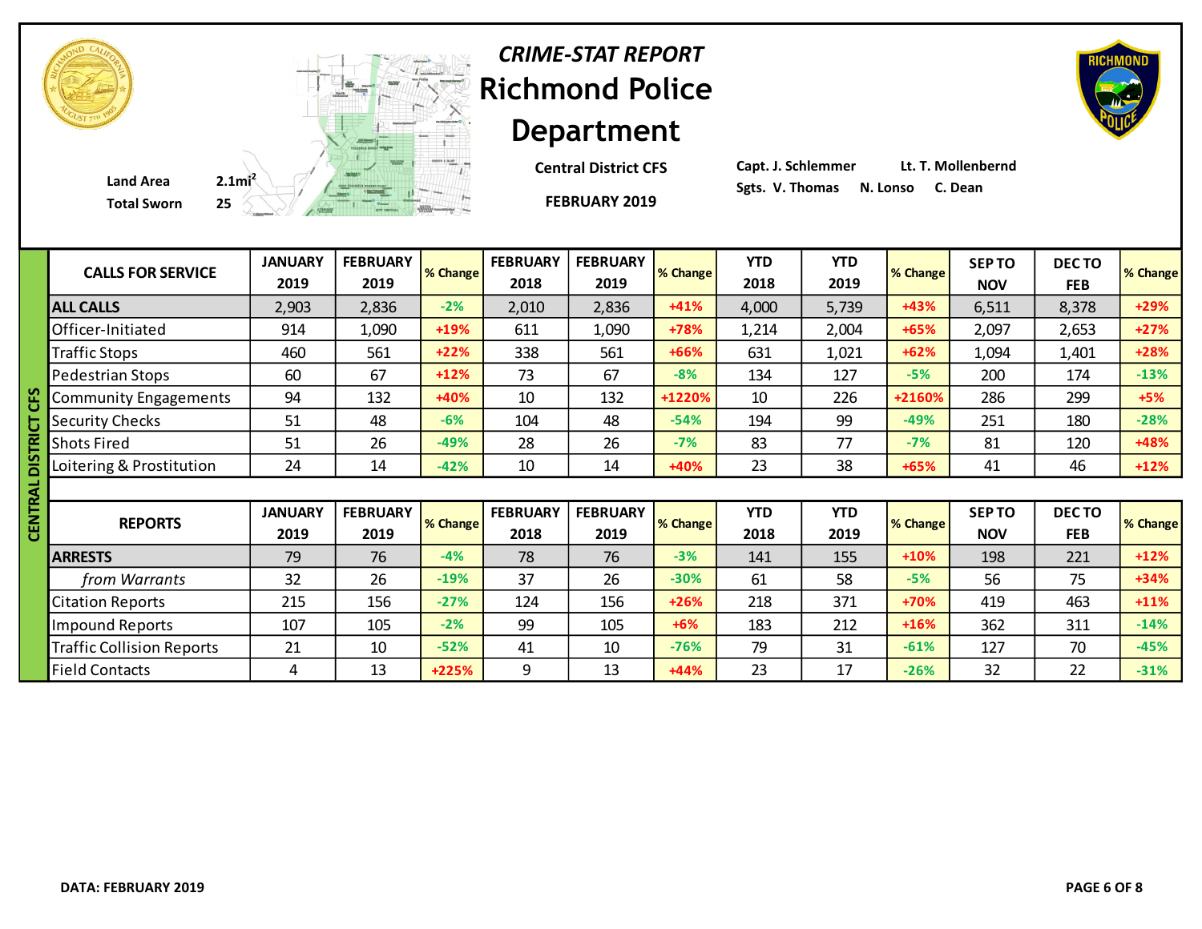# *CRIME-STAT REPORT*

# Richmond Police Department

**Central District CFS**

**FEBRUARY 2019**

**Land Area** 2.1mi$^2$

**Total Sworn** 25

**Capt. J. Schlemmer** **Lt. T. Mollenbernd**

**Sgts. V. Thomas** **N. Lonso** **C. Dean**

## CENTRAL DISTRICT CFS

| CALLS FOR SERVICE | JANUARY 2019 | FEBRUARY 2019 | % Change | FEBRUARY 2018 | FEBRUARY 2019 | % Change | YTD 2018 | YTD 2019 | % Change | SEP TO NOV | DEC TO FEB | % Change |
|---|---|---|---|---|---|---|---|---|---|---|---|---|
| **ALL CALLS** | 2,903 | 2,836 | -2% | 2,010 | 2,836 | +41% | 4,000 | 5,739 | +43% | 6,511 | 8,378 | +29% |
| Officer-Initiated | 914 | 1,090 | +19% | 611 | 1,090 | +78% | 1,214 | 2,004 | +65% | 2,097 | 2,653 | +27% |
| Traffic Stops | 460 | 561 | +22% | 338 | 561 | +66% | 631 | 1,021 | +62% | 1,094 | 1,401 | +28% |
| Pedestrian Stops | 60 | 67 | +12% | 73 | 67 | -8% | 134 | 127 | -5% | 200 | 174 | -13% |
| Community Engagements | 94 | 132 | +40% | 10 | 132 | +1220% | 10 | 226 | +2160% | 286 | 299 | +5% |
| Security Checks | 51 | 48 | -6% | 104 | 48 | -54% | 194 | 99 | -49% | 251 | 180 | -28% |
| Shots Fired | 51 | 26 | -49% | 28 | 26 | -7% | 83 | 77 | -7% | 81 | 120 | +48% |
| Loitering & Prostitution | 24 | 14 | -42% | 10 | 14 | +40% | 23 | 38 | +65% | 41 | 46 | +12% |

| REPORTS | JANUARY 2019 | FEBRUARY 2019 | % Change | FEBRUARY 2018 | FEBRUARY 2019 | % Change | YTD 2018 | YTD 2019 | % Change | SEP TO NOV | DEC TO FEB | % Change |
|---|---|---|---|---|---|---|---|---|---|---|---|---|
| **ARRESTS** | 79 | 76 | -4% | 78 | 76 | -3% | 141 | 155 | +10% | 198 | 221 | +12% |
| *from Warrants* | 32 | 26 | -19% | 37 | 26 | -30% | 61 | 58 | -5% | 56 | 75 | +34% |
| Citation Reports | 215 | 156 | -27% | 124 | 156 | +26% | 218 | 371 | +70% | 419 | 463 | +11% |
| Impound Reports | 107 | 105 | -2% | 99 | 105 | +6% | 183 | 212 | +16% | 362 | 311 | -14% |
| Traffic Collision Reports | 21 | 10 | -52% | 41 | 10 | -76% | 79 | 31 | -61% | 127 | 70 | -45% |
| Field Contacts | 4 | 13 | +225% | 9 | 13 | +44% | 23 | 17 | -26% | 32 | 22 | -31% |

**DATA: FEBRUARY 2019**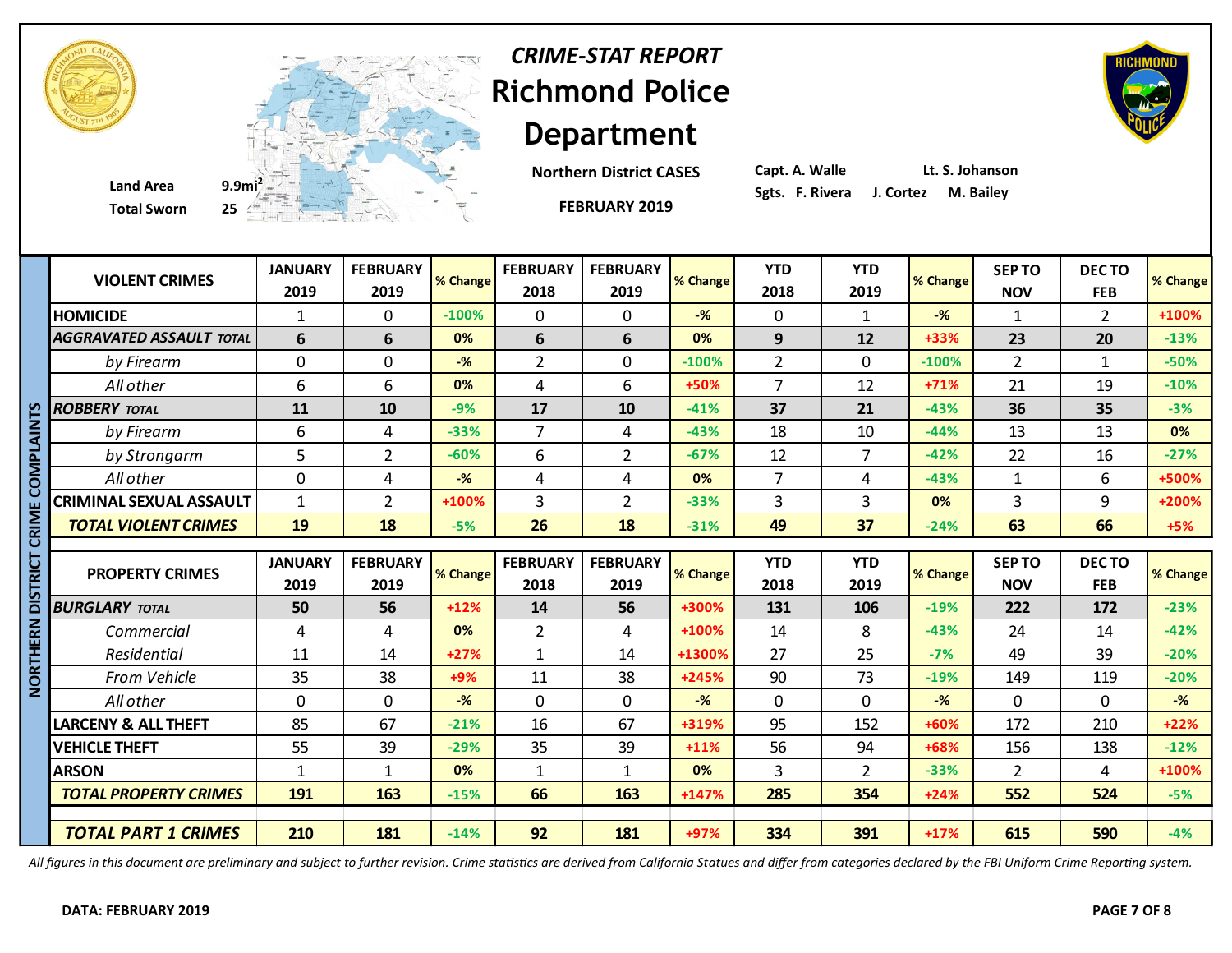# CRIME-STAT REPORT

# Richmond Police Department

**Northern District CASES**

**FEBRUARY 2019**

**Land Area** 9.9mi²

**Total Sworn** 25

**Capt. A. Walle** **Lt. S. Johanson**

**Sgts. F. Rivera J. Cortez M. Bailey**

## NORTHERN DISTRICT CRIME COMPLAINTS

| VIOLENT CRIMES | JANUARY 2019 | FEBRUARY 2019 | % Change | FEBRUARY 2018 | FEBRUARY 2019 | % Change | YTD 2018 | YTD 2019 | % Change | SEP TO NOV | DEC TO FEB | % Change |
|---|---|---|---|---|---|---|---|---|---|---|---|---|
| HOMICIDE | 1 | 0 | -100% | 0 | 0 | -% | 0 | 1 | -% | 1 | 2 | +100% |
| *AGGRAVATED ASSAULT TOTAL* | 6 | 6 | 0% | 6 | 6 | 0% | 9 | 12 | +33% | 23 | 20 | -13% |
| *by Firearm* | 0 | 0 | -% | 2 | 0 | -100% | 2 | 0 | -100% | 2 | 1 | -50% |
| *All other* | 6 | 6 | 0% | 4 | 6 | +50% | 7 | 12 | +71% | 21 | 19 | -10% |
| *ROBBERY TOTAL* | 11 | 10 | -9% | 17 | 10 | -41% | 37 | 21 | -43% | 36 | 35 | -3% |
| *by Firearm* | 6 | 4 | -33% | 7 | 4 | -43% | 18 | 10 | -44% | 13 | 13 | 0% |
| *by Strongarm* | 5 | 2 | -60% | 6 | 2 | -67% | 12 | 7 | -42% | 22 | 16 | -27% |
| *All other* | 0 | 4 | -% | 4 | 4 | 0% | 7 | 4 | -43% | 1 | 6 | +500% |
| CRIMINAL SEXUAL ASSAULT | 1 | 2 | +100% | 3 | 2 | -33% | 3 | 3 | 0% | 3 | 9 | +200% |
| ***TOTAL VIOLENT CRIMES*** | 19 | 18 | -5% | 26 | 18 | -31% | 49 | 37 | -24% | 63 | 66 | +5% |

| PROPERTY CRIMES | JANUARY 2019 | FEBRUARY 2019 | % Change | FEBRUARY 2018 | FEBRUARY 2019 | % Change | YTD 2018 | YTD 2019 | % Change | SEP TO NOV | DEC TO FEB | % Change |
|---|---|---|---|---|---|---|---|---|---|---|---|---|
| *BURGLARY TOTAL* | 50 | 56 | +12% | 14 | 56 | +300% | 131 | 106 | -19% | 222 | 172 | -23% |
| *Commercial* | 4 | 4 | 0% | 2 | 4 | +100% | 14 | 8 | -43% | 24 | 14 | -42% |
| *Residential* | 11 | 14 | +27% | 1 | 14 | +1300% | 27 | 25 | -7% | 49 | 39 | -20% |
| *From Vehicle* | 35 | 38 | +9% | 11 | 38 | +245% | 90 | 73 | -19% | 149 | 119 | -20% |
| *All other* | 0 | 0 | -% | 0 | 0 | -% | 0 | 0 | -% | 0 | 0 | -% |
| LARCENY & ALL THEFT | 85 | 67 | -21% | 16 | 67 | +319% | 95 | 152 | +60% | 172 | 210 | +22% |
| VEHICLE THEFT | 55 | 39 | -29% | 35 | 39 | +11% | 56 | 94 | +68% | 156 | 138 | -12% |
| ARSON | 1 | 1 | 0% | 1 | 1 | 0% | 3 | 2 | -33% | 2 | 4 | +100% |
| ***TOTAL PROPERTY CRIMES*** | 191 | 163 | -15% | 66 | 163 | +147% | 285 | 354 | +24% | 552 | 524 | -5% |
| ***TOTAL PART 1 CRIMES*** | 210 | 181 | -14% | 92 | 181 | +97% | 334 | 391 | +17% | 615 | 590 | -4% |

*All figures in this document are preliminary and subject to further revision. Crime statistics are derived from California Statues and differ from categories declared by the FBI Uniform Crime Reporting system.*

**DATA: FEBRUARY 2019**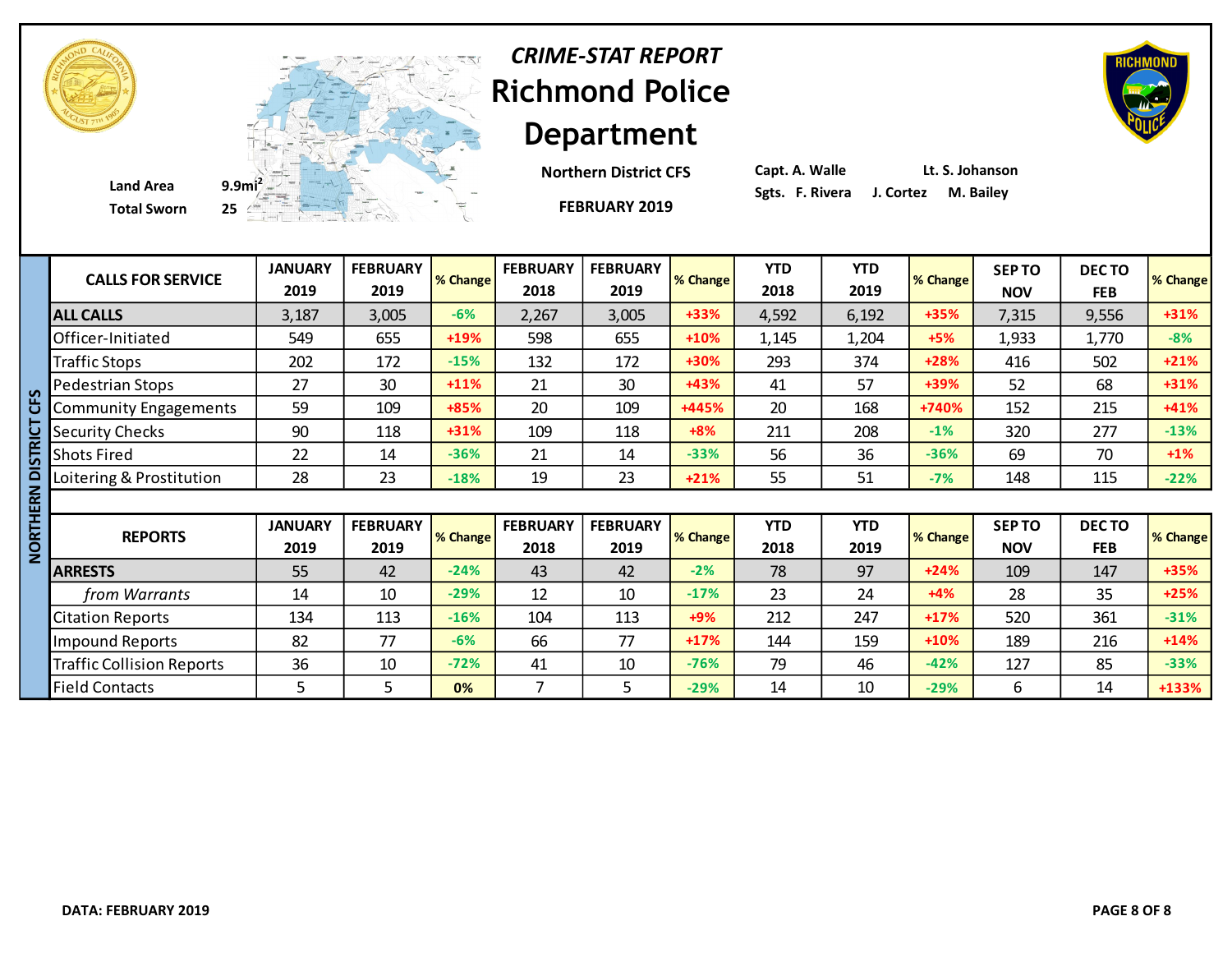# *CRIME-STAT REPORT*

# Richmond Police Department

Land Area 9.9mi$^2$

Total Sworn 25

Northern District CFS

FEBRUARY 2019

Capt. A. Walle    Lt. S. Johanson

Sgts. F. Rivera    J. Cortez    M. Bailey

NORTHERN DISTRICT CFS

| CALLS FOR SERVICE | JANUARY 2019 | FEBRUARY 2019 | % Change | FEBRUARY 2018 | FEBRUARY 2019 | % Change | YTD 2018 | YTD 2019 | % Change | SEP TO NOV | DEC TO FEB | % Change |
|---|---|---|---|---|---|---|---|---|---|---|---|---|
| **ALL CALLS** | 3,187 | 3,005 | -6% | 2,267 | 3,005 | +33% | 4,592 | 6,192 | +35% | 7,315 | 9,556 | +31% |
| Officer-Initiated | 549 | 655 | +19% | 598 | 655 | +10% | 1,145 | 1,204 | +5% | 1,933 | 1,770 | -8% |
| Traffic Stops | 202 | 172 | -15% | 132 | 172 | +30% | 293 | 374 | +28% | 416 | 502 | +21% |
| Pedestrian Stops | 27 | 30 | +11% | 21 | 30 | +43% | 41 | 57 | +39% | 52 | 68 | +31% |
| Community Engagements | 59 | 109 | +85% | 20 | 109 | +445% | 20 | 168 | +740% | 152 | 215 | +41% |
| Security Checks | 90 | 118 | +31% | 109 | 118 | +8% | 211 | 208 | -1% | 320 | 277 | -13% |
| Shots Fired | 22 | 14 | -36% | 21 | 14 | -33% | 56 | 36 | -36% | 69 | 70 | +1% |
| Loitering & Prostitution | 28 | 23 | -18% | 19 | 23 | +21% | 55 | 51 | -7% | 148 | 115 | -22% |

| REPORTS | JANUARY 2019 | FEBRUARY 2019 | % Change | FEBRUARY 2018 | FEBRUARY 2019 | % Change | YTD 2018 | YTD 2019 | % Change | SEP TO NOV | DEC TO FEB | % Change |
|---|---|---|---|---|---|---|---|---|---|---|---|---|
| **ARRESTS** | 55 | 42 | -24% | 43 | 42 | -2% | 78 | 97 | +24% | 109 | 147 | +35% |
| *from Warrants* | 14 | 10 | -29% | 12 | 10 | -17% | 23 | 24 | +4% | 28 | 35 | +25% |
| Citation Reports | 134 | 113 | -16% | 104 | 113 | +9% | 212 | 247 | +17% | 520 | 361 | -31% |
| Impound Reports | 82 | 77 | -6% | 66 | 77 | +17% | 144 | 159 | +10% | 189 | 216 | +14% |
| Traffic Collision Reports | 36 | 10 | -72% | 41 | 10 | -76% | 79 | 46 | -42% | 127 | 85 | -33% |
| Field Contacts | 5 | 5 | 0% | 7 | 5 | -29% | 14 | 10 | -29% | 6 | 14 | +133% |

DATA: FEBRUARY 2019